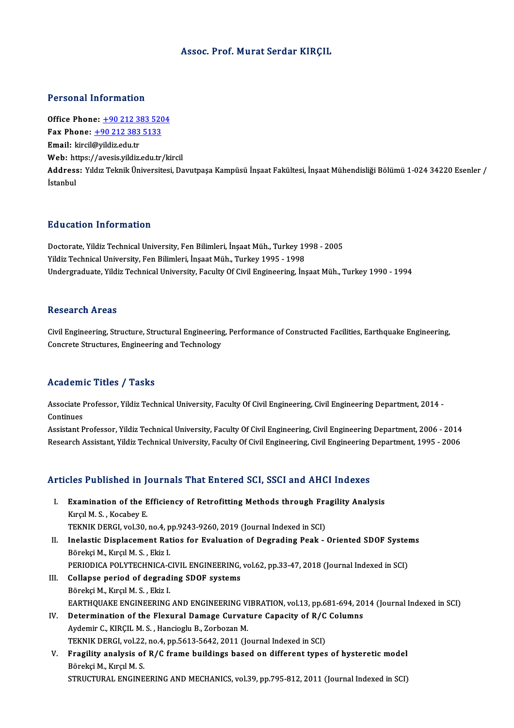# Assoc. Prof. Murat Serdar KIRÇIL

## Personal Information

**Office Phone:** +90 212 383 5204
**Fax Phone:** +90 212 383 5133
**Email:** kircil@yildiz.edu.tr
**Web:** https://avesis.yildiz.edu.tr/kircil
**Address:** Yıldız Teknik Üniversitesi, Davutpaşa Kampüsü İnşaat Fakültesi, İnşaat Mühendisliği Bölümü 1-024 34220 Esenler / İstanbul

## Education Information

Doctorate, Yildiz Technical University, Fen Bilimleri, İnşaat Müh., Turkey 1998 - 2005
Yildiz Technical University, Fen Bilimleri, İnşaat Müh., Turkey 1995 - 1998
Undergraduate, Yildiz Technical University, Faculty Of Civil Engineering, İnşaat Müh., Turkey 1990 - 1994

## Research Areas

Civil Engineering, Structure, Structural Engineering, Performance of Constructed Facilities, Earthquake Engineering, Concrete Structures, Engineering and Technology

## Academic Titles / Tasks

Associate Professor, Yildiz Technical University, Faculty Of Civil Engineering, Civil Engineering Department, 2014 - Continues
Assistant Professor, Yildiz Technical University, Faculty Of Civil Engineering, Civil Engineering Department, 2006 - 2014
Research Assistant, Yildiz Technical University, Faculty Of Civil Engineering, Civil Engineering Department, 1995 - 2006

## Articles Published in Journals That Entered SCI, SSCI and AHCI Indexes

I. **Examination of the Efficiency of Retrofitting Methods through Fragility Analysis**
Kırçıl M. S. , Kocabey E.
TEKNIK DERGI, vol.30, no.4, pp.9243-9260, 2019 (Journal Indexed in SCI)

II. **Inelastic Displacement Ratios for Evaluation of Degrading Peak - Oriented SDOF Systems**
Börekçi M., Kırçıl M. S. , Ekiz I.
PERIODICA POLYTECHNICA-CIVIL ENGINEERING, vol.62, pp.33-47, 2018 (Journal Indexed in SCI)

III. **Collapse period of degrading SDOF systems**
Börekçi M., Kırçıl M. S. , Ekiz I.
EARTHQUAKE ENGINEERING AND ENGINEERING VIBRATION, vol.13, pp.681-694, 2014 (Journal Indexed in SCI)

IV. **Determination of the Flexural Damage Curvature Capacity of R/C Columns**
Aydemir C., KIRÇIL M. S. , Hancioglu B., Zorbozan M.
TEKNIK DERGI, vol.22, no.4, pp.5613-5642, 2011 (Journal Indexed in SCI)

V. **Fragility analysis of R/C frame buildings based on different types of hysteretic model**
Börekçi M., Kırçıl M. S.
STRUCTURAL ENGINEERING AND MECHANICS, vol.39, pp.795-812, 2011 (Journal Indexed in SCI)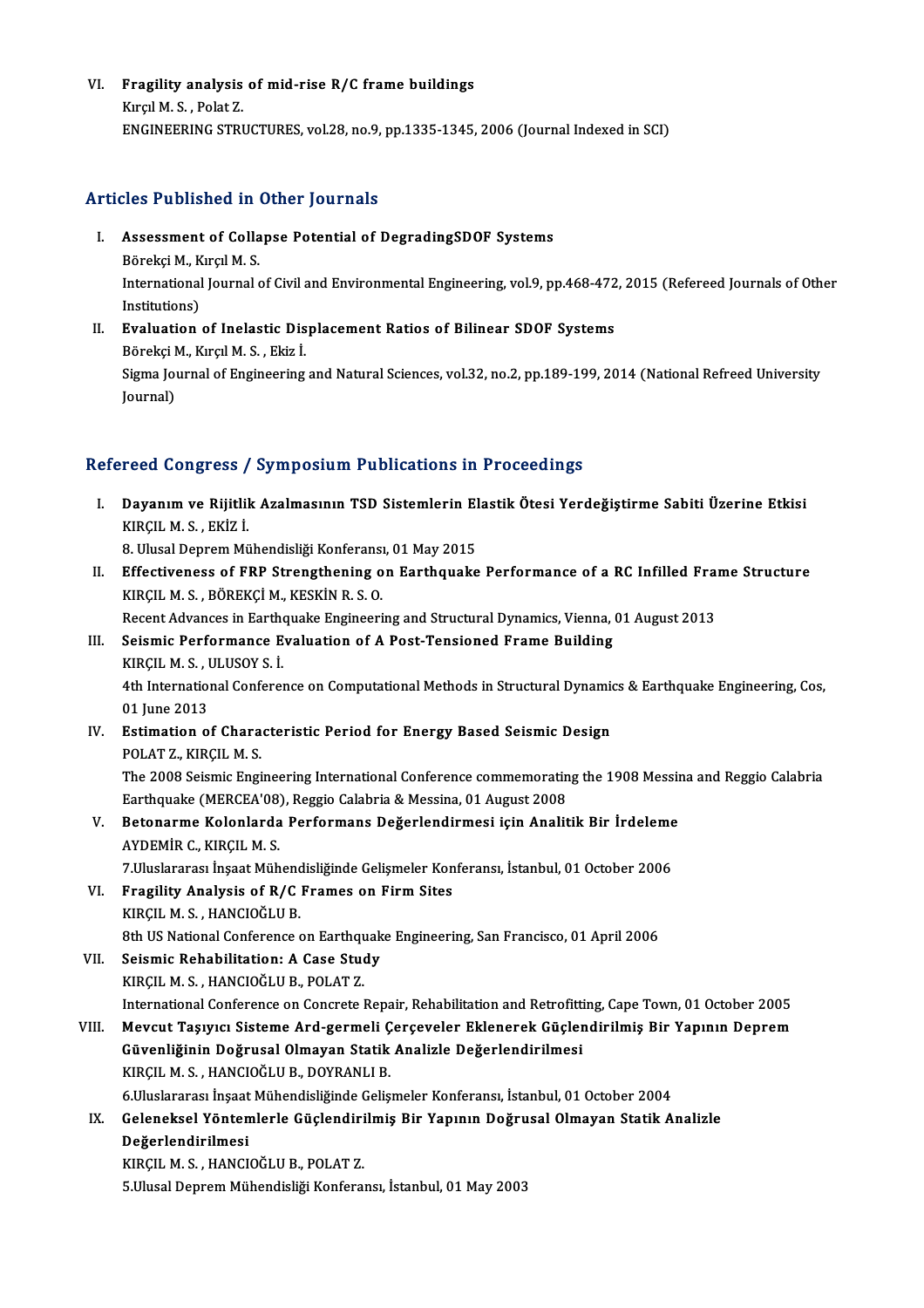VI. **Fragility analysis of mid-rise R/C frame buildings**
Kırçıl M. S. , Polat Z.
ENGINEERING STRUCTURES, vol.28, no.9, pp.1335-1345, 2006 (Journal Indexed in SCI)

## Articles Published in Other Journals

I. **Assessment of Collapse Potential of DegradingSDOF Systems**
Börekçi M., Kırçıl M. S.
International Journal of Civil and Environmental Engineering, vol.9, pp.468-472, 2015 (Refereed Journals of Other Institutions)

II. **Evaluation of Inelastic Displacement Ratios of Bilinear SDOF Systems**
Börekçi M., Kırçıl M. S. , Ekiz İ.
Sigma Journal of Engineering and Natural Sciences, vol.32, no.2, pp.189-199, 2014 (National Refreed University Journal)

## Refereed Congress / Symposium Publications in Proceedings

I. **Dayanım ve Rijitlik Azalmasının TSD Sistemlerin Elastik Ötesi Yerdeğiştirme Sabiti Üzerine Etkisi**
KIRÇIL M. S. , EKİZ İ.
8. Ulusal Deprem Mühendisliği Konferansı, 01 May 2015

II. **Effectiveness of FRP Strengthening on Earthquake Performance of a RC Infilled Frame Structure**
KIRÇIL M. S. , BÖREKÇİ M., KESKİN R. S. O.
Recent Advances in Earthquake Engineering and Structural Dynamics, Vienna, 01 August 2013

III. **Seismic Performance Evaluation of A Post-Tensioned Frame Building**
KIRÇIL M. S. , ULUSOY S. İ.
4th International Conference on Computational Methods in Structural Dynamics & Earthquake Engineering, Cos, 01 June 2013

IV. **Estimation of Characteristic Period for Energy Based Seismic Design**
POLAT Z., KIRÇIL M. S.
The 2008 Seismic Engineering International Conference commemorating the 1908 Messina and Reggio Calabria Earthquake (MERCEA'08), Reggio Calabria & Messina, 01 August 2008

V. **Betonarme Kolonlarda Performans Değerlendirmesi için Analitik Bir İrdeleme**
AYDEMİR C., KIRÇIL M. S.
7.Uluslararası İnşaat Mühendisliğinde Gelişmeler Konferansı, İstanbul, 01 October 2006

VI. **Fragility Analysis of R/C Frames on Firm Sites**
KIRÇIL M. S. , HANCIOĞLU B.
8th US National Conference on Earthquake Engineering, San Francisco, 01 April 2006

VII. **Seismic Rehabilitation: A Case Study**
KIRÇIL M. S. , HANCIOĞLU B., POLAT Z.
International Conference on Concrete Repair, Rehabilitation and Retrofitting, Cape Town, 01 October 2005

VIII. **Mevcut Taşıyıcı Sisteme Ard-germeli Çerçeveler Eklenerek Güçlendirilmiş Bir Yapının Deprem Güvenliğinin Doğrusal Olmayan Statik Analizle Değerlendirilmesi**
KIRÇIL M. S. , HANCIOĞLU B., DOYRANLI B.
6.Uluslararası İnşaat Mühendisliğinde Gelişmeler Konferansı, İstanbul, 01 October 2004

IX. **Geleneksel Yöntemlerle Güçlendirilmiş Bir Yapının Doğrusal Olmayan Statik Analizle Değerlendirilmesi**
KIRÇIL M. S. , HANCIOĞLU B., POLAT Z.
5.Ulusal Deprem Mühendisliği Konferansı, İstanbul, 01 May 2003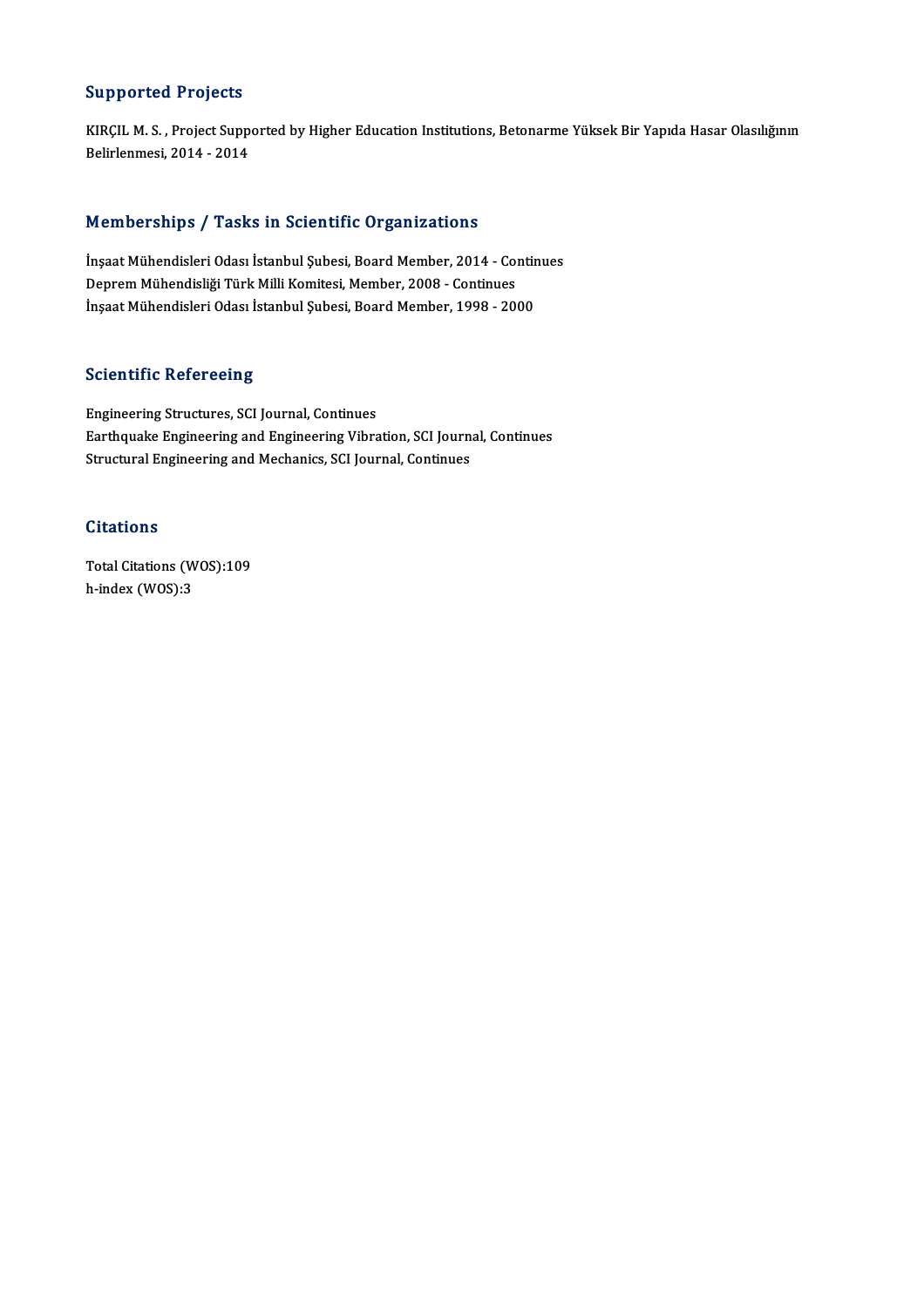## Supported Projects

KIRÇIL M. S. , Project Supported by Higher Education Institutions, Betonarme Yüksek Bir Yapıda Hasar Olasılığının Belirlenmesi, 2014 - 2014

## Memberships / Tasks in Scientific Organizations

İnşaat Mühendisleri Odası İstanbul Şubesi, Board Member, 2014 - Continues
Deprem Mühendisliği Türk Milli Komitesi, Member, 2008 - Continues
İnşaat Mühendisleri Odası İstanbul Şubesi, Board Member, 1998 - 2000

## Scientific Refereeing

Engineering Structures, SCI Journal, Continues
Earthquake Engineering and Engineering Vibration, SCI Journal, Continues
Structural Engineering and Mechanics, SCI Journal, Continues

## Citations

Total Citations (WOS):109
h-index (WOS):3